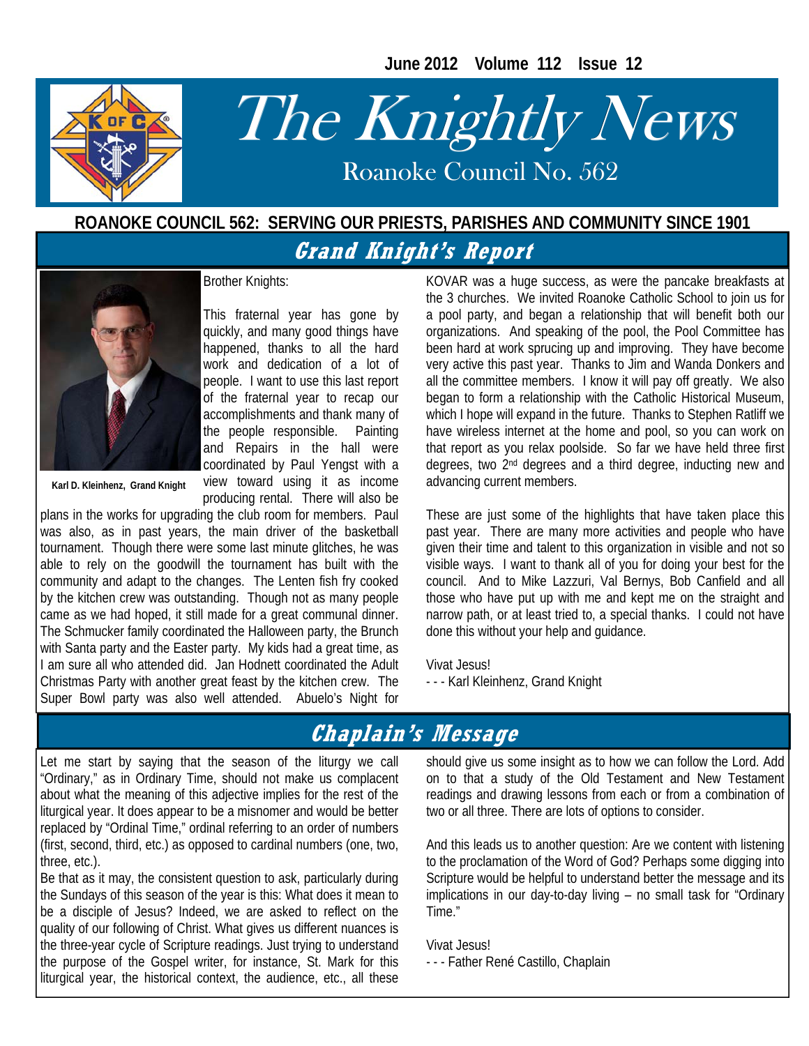# The Knightly News

Roanoke Council No. 562

**ROANOKE COUNCIL 562: SERVING OUR PRIESTS, PARISHES AND COMMUNITY SINCE 1901**

## Grand Knight's Report

**Karl D. Kleinhenz, Grand Knight**

Brother Knights:

This fraternal year has gone by quickly, and many good things have happened, thanks to all the hard work and dedication of a lot of people. I want to use this last report of the fraternal year to recap our accomplishments and thank many of the people responsible. Painting and Repairs in the hall were coordinated by Paul Yengst with a view toward using it as income producing rental. There will also be plans in the works for upgrading the club room for members. Paul was also, as in past years, the main driver of the basketball tournament. Though there were some last minute glitches, he was able to rely on the goodwill the tournament has built with the community and adapt to the changes. The Lenten fish fry cooked by the kitchen crew was outstanding. Though not as many people came as we had hoped, it still made for a great communal dinner. The Schmucker family coordinated the Halloween party, the Brunch with Santa party and the Easter party. My kids had a great time, as I am sure all who attended did. Jan Hodnett coordinated the Adult Christmas Party with another great feast by the kitchen crew. The Super Bowl party was also well attended. Abuelo's Night for KOVAR was a huge success, as were the pancake breakfasts at the 3 churches. We invited Roanoke Catholic School to join us for a pool party, and began a relationship that will benefit both our organizations. And speaking of the pool, the Pool Committee has been hard at work sprucing up and improving. They have become very active this past year. Thanks to Jim and Wanda Donkers and all the committee members. I know it will pay off greatly. We also began to form a relationship with the Catholic Historical Museum, which I hope will expand in the future. Thanks to Stephen Ratliff we have wireless internet at the home and pool, so you can work on that report as you relax poolside. So far we have held three first degrees, two 2nd degrees and a third degree, inducting new and advancing current members.

These are just some of the highlights that have taken place this past year. There are many more activities and people who have given their time and talent to this organization in visible and not so visible ways. I want to thank all of you for doing your best for the council. And to Mike Lazzuri, Val Bernys, Bob Canfield and all those who have put up with me and kept me on the straight and narrow path, or at least tried to, a special thanks. I could not have done this without your help and guidance.

Vivat Jesus!

- - - Karl Kleinhenz, Grand Knight

## Chaplain's Message

Let me start by saying that the season of the liturgy we call "Ordinary," as in Ordinary Time, should not make us complacent about what the meaning of this adjective implies for the rest of the liturgical year. It does appear to be a misnomer and would be better replaced by "Ordinal Time," ordinal referring to an order of numbers (first, second, third, etc.) as opposed to cardinal numbers (one, two, three, etc.).

Be that as it may, the consistent question to ask, particularly during the Sundays of this season of the year is this: What does it mean to be a disciple of Jesus? Indeed, we are asked to reflect on the quality of our following of Christ. What gives us different nuances is the three-year cycle of Scripture readings. Just trying to understand the purpose of the Gospel writer, for instance, St. Mark for this liturgical year, the historical context, the audience, etc., all these should give us some insight as to how we can follow the Lord. Add on to that a study of the Old Testament and New Testament readings and drawing lessons from each or from a combination of two or all three. There are lots of options to consider.

And this leads us to another question: Are we content with listening to the proclamation of the Word of God? Perhaps some digging into Scripture would be helpful to understand better the message and its implications in our day-to-day living – no small task for "Ordinary Time."

Vivat Jesus!

- - - Father René Castillo, Chaplain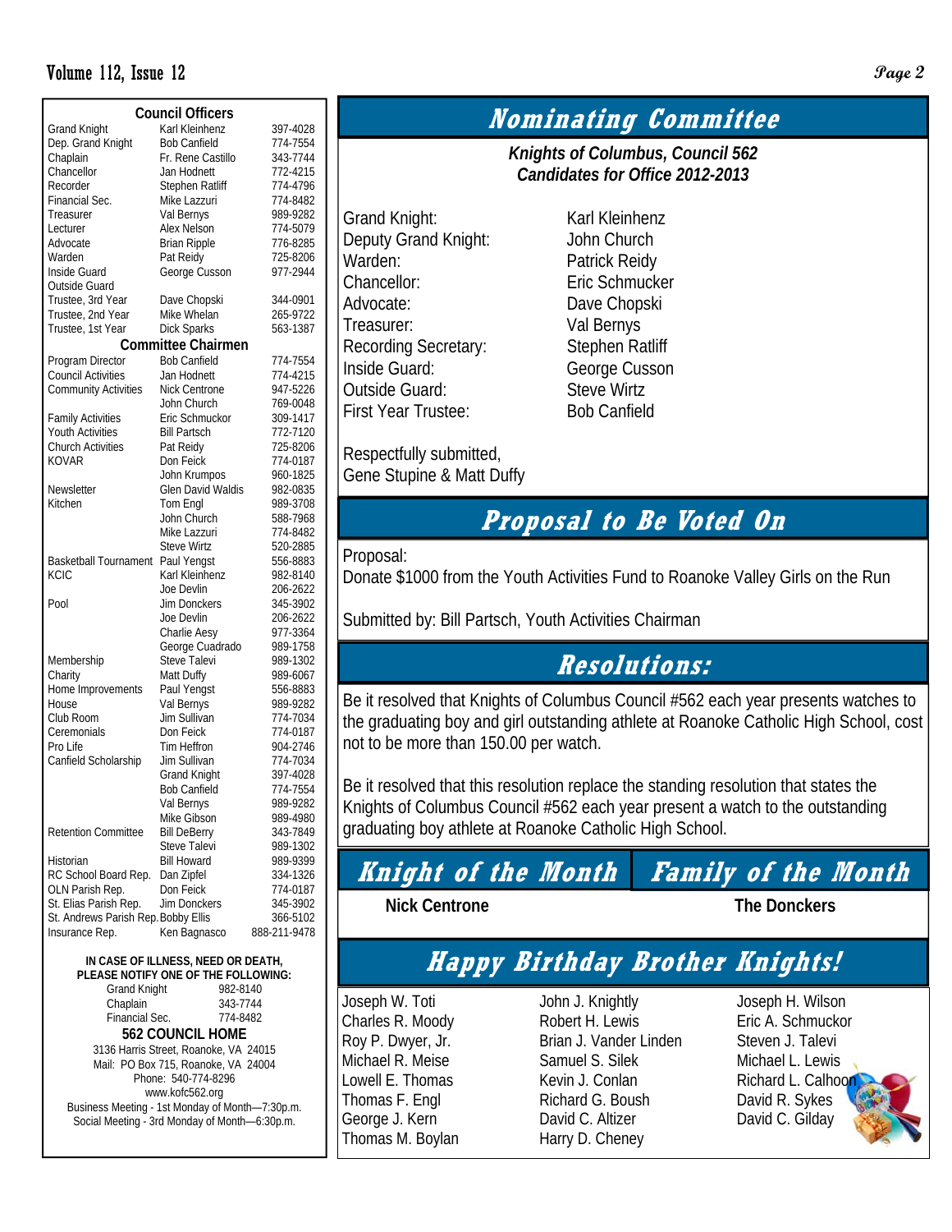## Council Officers

| | | |
|---|---|---|
| Grand Knight | Karl Kleinhenz | 397-4028 |
| Dep. Grand Knight | Bob Canfield | 774-7554 |
| Chaplain | Fr. Rene Castillo | 343-7744 |
| Chancellor | Jan Hodnett | 772-4215 |
| Recorder | Stephen Ratliff | 774-4796 |
| Financial Sec. | Mike Lazzuri | 774-8482 |
| Treasurer | Val Bernys | 989-9282 |
| Lecturer | Alex Nelson | 774-5079 |
| Advocate | Brian Ripple | 776-8285 |
| Warden | Pat Reidy | 725-8206 |
| Inside Guard | George Cusson | 977-2944 |
| Outside Guard | | |
| Trustee, 3rd Year | Dave Chopski | 344-0901 |
| Trustee, 2nd Year | Mike Whelan | 265-9722 |
| Trustee, 1st Year | Dick Sparks | 563-1387 |

## Committee Chairmen

| | | |
|---|---|---|
| Program Director | Bob Canfield | 774-7554 |
| Council Activities | Jan Hodnett | 774-4215 |
| Community Activities | Nick Centrone | 947-5226 |
| | John Church | 769-0048 |
| Family Activities | Eric Schmuckor | 309-1417 |
| Youth Activities | Bill Partsch | 772-7120 |
| Church Activities | Pat Reidy | 725-8206 |
| KOVAR | Don Feick | 774-0187 |
| | John Krumpos | 960-1825 |
| Newsletter | Glen David Waldis | 982-0835 |
| Kitchen | Tom Engl | 989-3708 |
| | John Church | 588-7968 |
| | Mike Lazzuri | 774-8482 |
| | Steve Wirtz | 520-2885 |
| Basketball Tournament | Paul Yengst | 556-8883 |
| KCIC | Karl Kleinhenz | 982-8140 |
| | Joe Devlin | 206-2622 |
| Pool | Jim Donckers | 345-3902 |
| | Joe Devlin | 206-2622 |
| | Charlie Aesy | 977-3364 |
| | George Cuadrado | 989-1758 |
| Membership | Steve Talevi | 989-1302 |
| Charity | Matt Duffy | 989-6067 |
| Home Improvements | Paul Yengst | 556-8883 |
| House | Val Bernys | 989-9282 |
| Club Room | Jim Sullivan | 774-7034 |
| Ceremonials | Don Feick | 774-0187 |
| Pro Life | Tim Heffron | 904-2746 |
| Canfield Scholarship | Jim Sullivan | 774-7034 |
| | Grand Knight | 397-4028 |
| | Bob Canfield | 774-7554 |
| | Val Bernys | 989-9282 |
| | Mike Gibson | 989-4980 |
| Retention Committee | Bill DeBerry | 343-7849 |
| | Steve Talevi | 989-1302 |
| Historian | Bill Howard | 989-9399 |
| RC School Board Rep. | Dan Zipfel | 334-1326 |
| OLN Parish Rep. | Don Feick | 774-0187 |
| St. Elias Parish Rep. | Jim Donckers | 345-3902 |
| St. Andrews Parish Rep. | Bobby Ellis | 366-5102 |
| Insurance Rep. | Ken Bagnasco | 888-211-9478 |

**IN CASE OF ILLNESS, NEED OR DEATH, PLEASE NOTIFY ONE OF THE FOLLOWING:**

| | |
|---|---|
| Grand Knight | 982-8140 |
| Chaplain | 343-7744 |
| Financial Sec. | 774-8482 |

**562 COUNCIL HOME**

3136 Harris Street, Roanoke, VA 24015
Mail: PO Box 715, Roanoke, VA 24004
Phone: 540-774-8296
www.kofc562.org
Business Meeting - 1st Monday of Month—7:30p.m.
Social Meeting - 3rd Monday of Month—6:30p.m.

## Nominating Committee

***Knights of Columbus, Council 562***
***Candidates for Office 2012-2013***

| | |
|---|---|
| Grand Knight: | Karl Kleinhenz |
| Deputy Grand Knight: | John Church |
| Warden: | Patrick Reidy |
| Chancellor: | Eric Schmucker |
| Advocate: | Dave Chopski |
| Treasurer: | Val Bernys |
| Recording Secretary: | Stephen Ratliff |
| Inside Guard: | George Cusson |
| Outside Guard: | Steve Wirtz |
| First Year Trustee: | Bob Canfield |

Respectfully submitted,
Gene Stupine & Matt Duffy

## Proposal to Be Voted On

Proposal:
Donate $1000 from the Youth Activities Fund to Roanoke Valley Girls on the Run

Submitted by: Bill Partsch, Youth Activities Chairman

## Resolutions:

Be it resolved that Knights of Columbus Council #562 each year presents watches to the graduating boy and girl outstanding athlete at Roanoke Catholic High School, cost not to be more than 150.00 per watch.

Be it resolved that this resolution replace the standing resolution that states the Knights of Columbus Council #562 each year present a watch to the outstanding graduating boy athlete at Roanoke Catholic High School.

## Knight of the Month

**Nick Centrone**

## Family of the Month

**The Donckers**

## Happy Birthday Brother Knights!

Joseph W. Toti
Charles R. Moody
Roy P. Dwyer, Jr.
Michael R. Meise
Lowell E. Thomas
Thomas F. Engl
George J. Kern
Thomas M. Boylan
John J. Knightly
Robert H. Lewis
Brian J. Vander Linden
Samuel S. Silek
Kevin J. Conlan
Richard G. Boush
David C. Altizer
Harry D. Cheney
Joseph H. Wilson
Eric A. Schmuckor
Steven J. Talevi
Michael L. Lewis
Richard L. Calhoon
David R. Sykes
David C. Gilday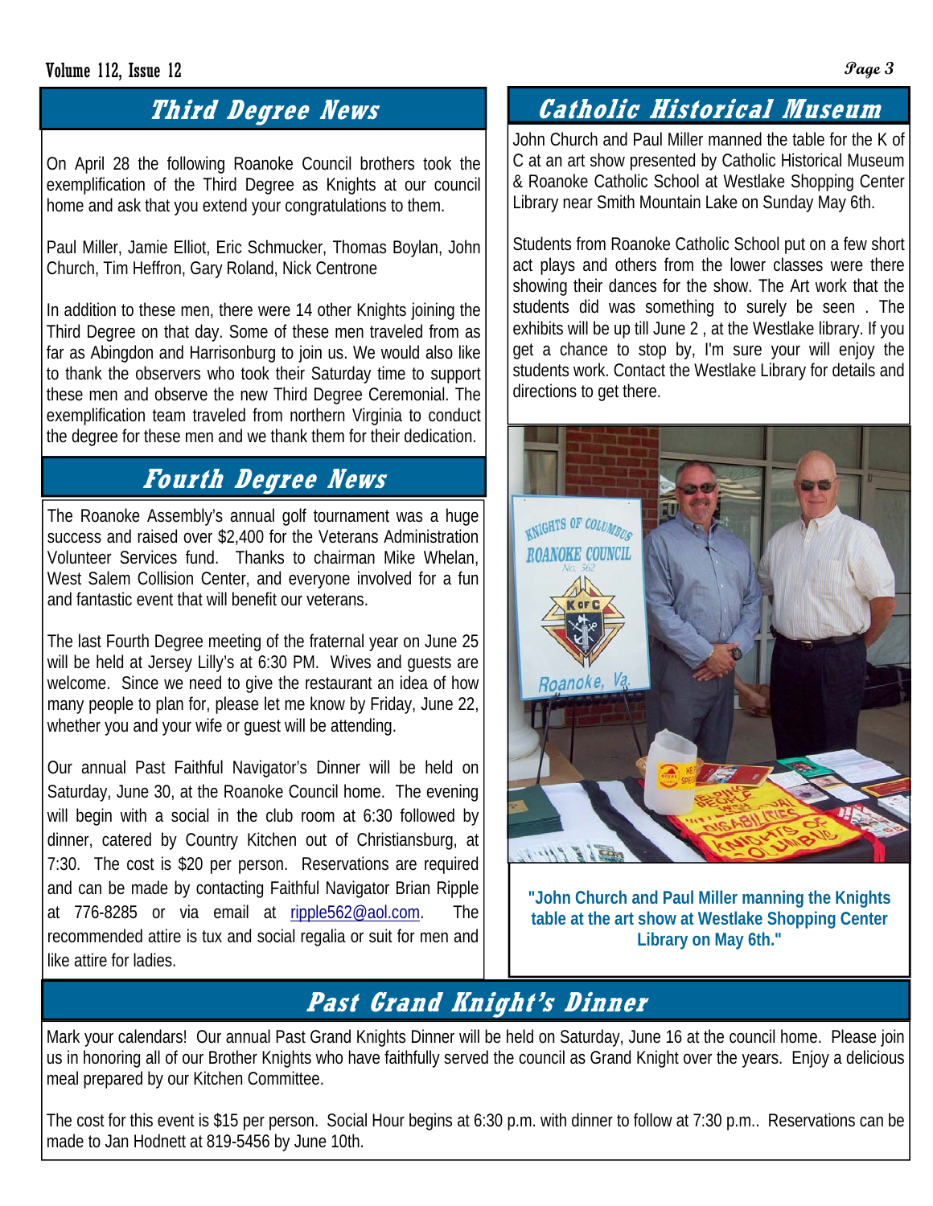## Third Degree News

On April 28 the following Roanoke Council brothers took the exemplification of the Third Degree as Knights at our council home and ask that you extend your congratulations to them.

Paul Miller, Jamie Elliot, Eric Schmucker, Thomas Boylan, John Church, Tim Heffron, Gary Roland, Nick Centrone

In addition to these men, there were 14 other Knights joining the Third Degree on that day. Some of these men traveled from as far as Abingdon and Harrisonburg to join us. We would also like to thank the observers who took their Saturday time to support these men and observe the new Third Degree Ceremonial. The exemplification team traveled from northern Virginia to conduct the degree for these men and we thank them for their dedication.

## Fourth Degree News

The Roanoke Assembly's annual golf tournament was a huge success and raised over $2,400 for the Veterans Administration Volunteer Services fund. Thanks to chairman Mike Whelan, West Salem Collision Center, and everyone involved for a fun and fantastic event that will benefit our veterans.

The last Fourth Degree meeting of the fraternal year on June 25 will be held at Jersey Lilly's at 6:30 PM. Wives and guests are welcome. Since we need to give the restaurant an idea of how many people to plan for, please let me know by Friday, June 22, whether you and your wife or guest will be attending.

Our annual Past Faithful Navigator's Dinner will be held on Saturday, June 30, at the Roanoke Council home. The evening will begin with a social in the club room at 6:30 followed by dinner, catered by Country Kitchen out of Christiansburg, at 7:30. The cost is $20 per person. Reservations are required and can be made by contacting Faithful Navigator Brian Ripple at 776-8285 or via email at ripple562@aol.com. The recommended attire is tux and social regalia or suit for men and like attire for ladies.

## Catholic Historical Museum

John Church and Paul Miller manned the table for the K of C at an art show presented by Catholic Historical Museum & Roanoke Catholic School at Westlake Shopping Center Library near Smith Mountain Lake on Sunday May 6th.

Students from Roanoke Catholic School put on a few short act plays and others from the lower classes were there showing their dances for the show. The Art work that the students did was something to surely be seen . The exhibits will be up till June 2 , at the Westlake library. If you get a chance to stop by, I'm sure your will enjoy the students work. Contact the Westlake Library for details and directions to get there.

**"John Church and Paul Miller manning the Knights table at the art show at Westlake Shopping Center Library on May 6th."**

## Past Grand Knight's Dinner

Mark your calendars! Our annual Past Grand Knights Dinner will be held on Saturday, June 16 at the council home. Please join us in honoring all of our Brother Knights who have faithfully served the council as Grand Knight over the years. Enjoy a delicious meal prepared by our Kitchen Committee.

The cost for this event is $15 per person. Social Hour begins at 6:30 p.m. with dinner to follow at 7:30 p.m.. Reservations can be made to Jan Hodnett at 819-5456 by June 10th.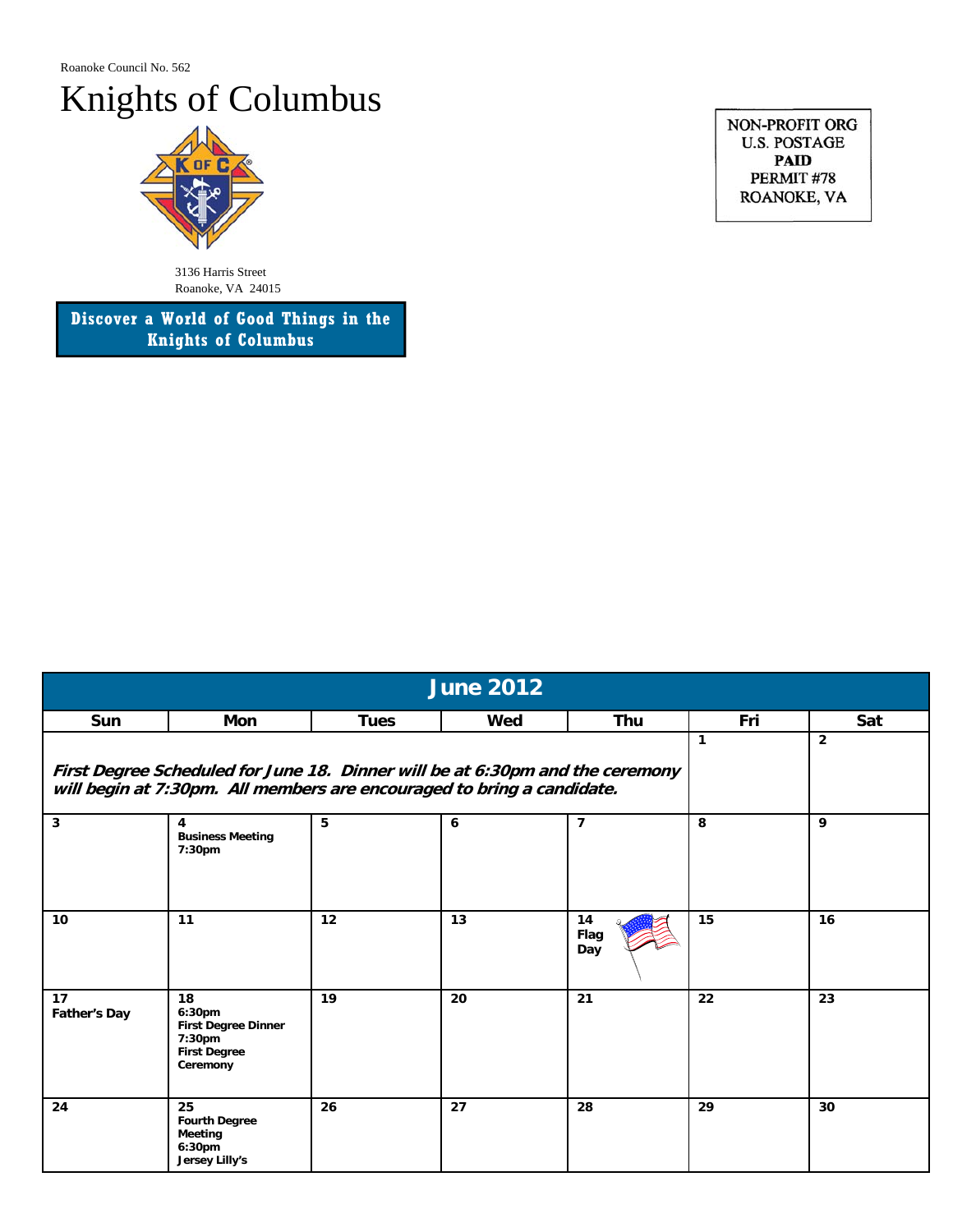Roanoke Council No. 562

# Knights of Columbus

3136 Harris Street
Roanoke, VA 24015

**Discover a World of Good Things in the Knights of Columbus**

NON-PROFIT ORG
U.S. POSTAGE
**PAID**
PERMIT #78
ROANOKE, VA

## June 2012

| Sun | Mon | Tues | Wed | Thu | Fri | Sat |
|---|---|---|---|---|---|---|
| ***First Degree Scheduled for June 18. Dinner will be at 6:30pm and the ceremony will begin at 7:30pm. All members are encouraged to bring a candidate.*** | | | | | 1 | 2 |
| 3 | 4 Business Meeting 7:30pm | 5 | 6 | 7 | 8 | 9 |
| 10 | 11 | 12 | 13 | 14 Flag Day | 15 | 16 |
| 17 Father's Day | 18 6:30pm First Degree Dinner 7:30pm First Degree Ceremony | 19 | 20 | 21 | 22 | 23 |
| 24 | 25 Fourth Degree Meeting 6:30pm Jersey Lilly's | 26 | 27 | 28 | 29 | 30 |